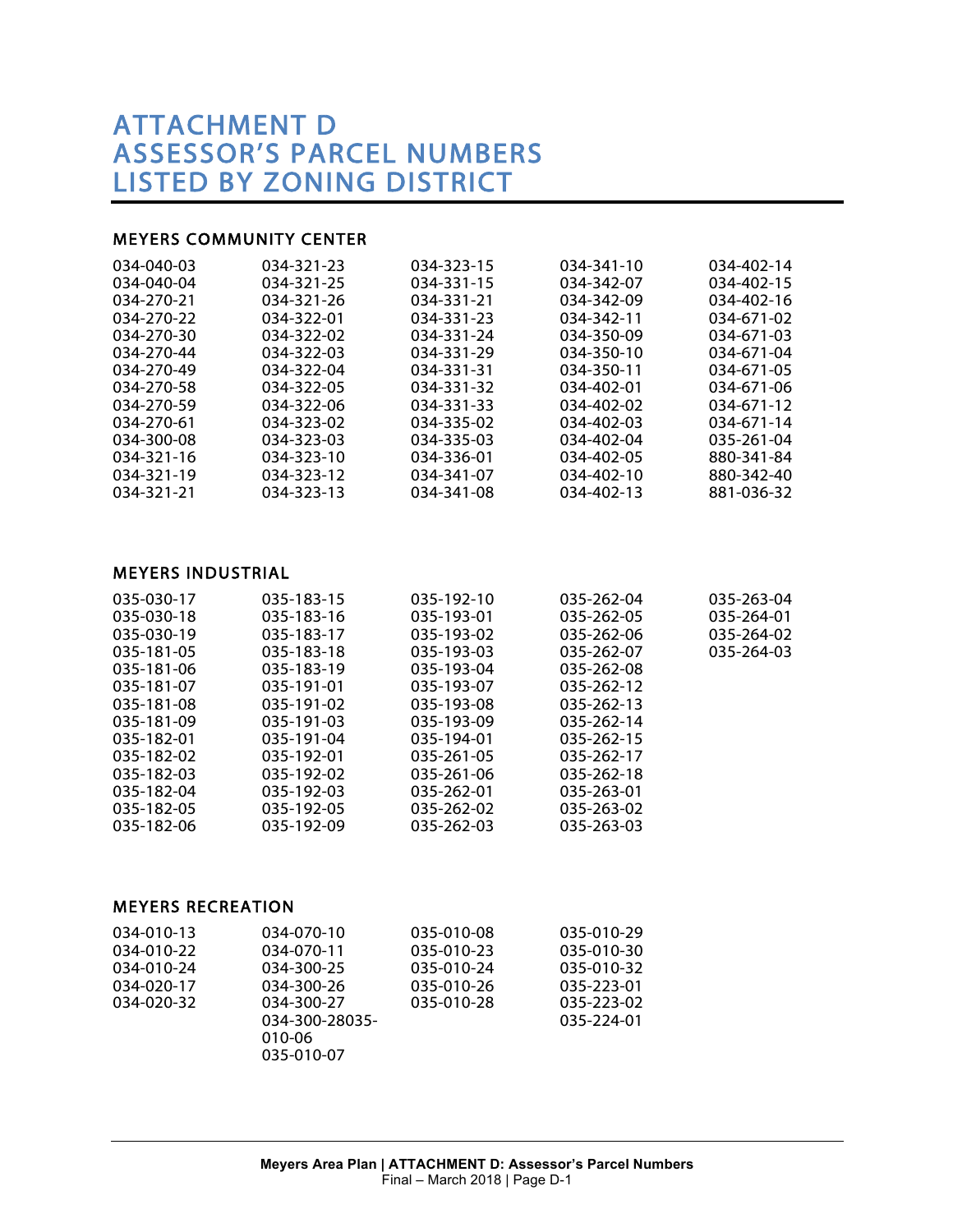# ATTACHMENT D
# ASSESSOR'S PARCEL NUMBERS
# LISTED BY ZONING DISTRICT

## MEYERS COMMUNITY CENTER

| | | | | |
|---|---|---|---|---|
| 034-040-03 | 034-321-23 | 034-323-15 | 034-341-10 | 034-402-14 |
| 034-040-04 | 034-321-25 | 034-331-15 | 034-342-07 | 034-402-15 |
| 034-270-21 | 034-321-26 | 034-331-21 | 034-342-09 | 034-402-16 |
| 034-270-22 | 034-322-01 | 034-331-23 | 034-342-11 | 034-671-02 |
| 034-270-30 | 034-322-02 | 034-331-24 | 034-350-09 | 034-671-03 |
| 034-270-44 | 034-322-03 | 034-331-29 | 034-350-10 | 034-671-04 |
| 034-270-49 | 034-322-04 | 034-331-31 | 034-350-11 | 034-671-05 |
| 034-270-58 | 034-322-05 | 034-331-32 | 034-402-01 | 034-671-06 |
| 034-270-59 | 034-322-06 | 034-331-33 | 034-402-02 | 034-671-12 |
| 034-270-61 | 034-323-02 | 034-335-02 | 034-402-03 | 034-671-14 |
| 034-300-08 | 034-323-03 | 034-335-03 | 034-402-04 | 035-261-04 |
| 034-321-16 | 034-323-10 | 034-336-01 | 034-402-05 | 880-341-84 |
| 034-321-19 | 034-323-12 | 034-341-07 | 034-402-10 | 880-342-40 |
| 034-321-21 | 034-323-13 | 034-341-08 | 034-402-13 | 881-036-32 |

## MEYERS INDUSTRIAL

| | | | | |
|---|---|---|---|---|
| 035-030-17 | 035-183-15 | 035-192-10 | 035-262-04 | 035-263-04 |
| 035-030-18 | 035-183-16 | 035-193-01 | 035-262-05 | 035-264-01 |
| 035-030-19 | 035-183-17 | 035-193-02 | 035-262-06 | 035-264-02 |
| 035-181-05 | 035-183-18 | 035-193-03 | 035-262-07 | 035-264-03 |
| 035-181-06 | 035-183-19 | 035-193-04 | 035-262-08 | |
| 035-181-07 | 035-191-01 | 035-193-07 | 035-262-12 | |
| 035-181-08 | 035-191-02 | 035-193-08 | 035-262-13 | |
| 035-181-09 | 035-191-03 | 035-193-09 | 035-262-14 | |
| 035-182-01 | 035-191-04 | 035-194-01 | 035-262-15 | |
| 035-182-02 | 035-192-01 | 035-261-05 | 035-262-17 | |
| 035-182-03 | 035-192-02 | 035-261-06 | 035-262-18 | |
| 035-182-04 | 035-192-03 | 035-262-01 | 035-263-01 | |
| 035-182-05 | 035-192-05 | 035-262-02 | 035-263-02 | |
| 035-182-06 | 035-192-09 | 035-262-03 | 035-263-03 | |

## MEYERS RECREATION

| | | | |
|---|---|---|---|
| 034-010-13 | 034-070-10 | 035-010-08 | 035-010-29 |
| 034-010-22 | 034-070-11 | 035-010-23 | 035-010-30 |
| 034-010-24 | 034-300-25 | 035-010-24 | 035-010-32 |
| 034-020-17 | 034-300-26 | 035-010-26 | 035-223-01 |
| 034-020-32 | 034-300-27 | 035-010-28 | 035-223-02 |
| | 034-300-28035-010-06 | | 035-224-01 |
| | 035-010-07 | | |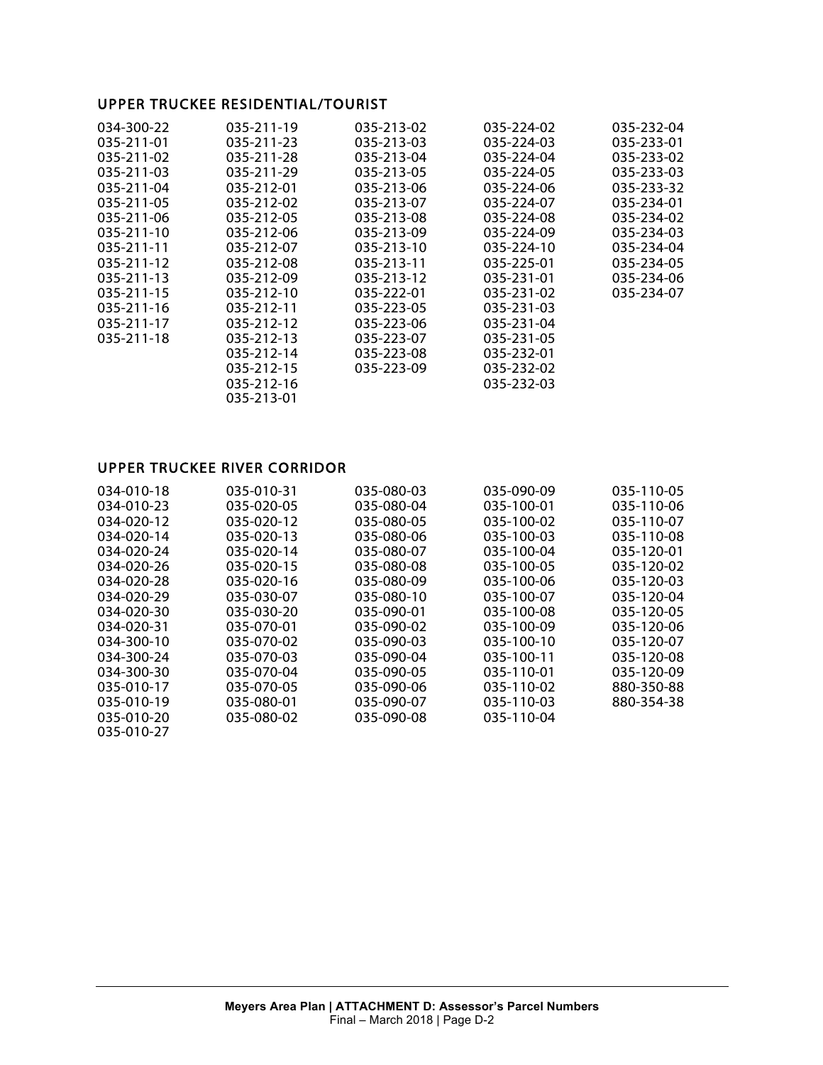## UPPER TRUCKEE RESIDENTIAL/TOURIST

034-300-22
035-211-01
035-211-02
035-211-03
035-211-04
035-211-05
035-211-06
035-211-10
035-211-11
035-211-12
035-211-13
035-211-15
035-211-16
035-211-17
035-211-18
035-211-19
035-211-23
035-211-28
035-211-29
035-212-01
035-212-02
035-212-05
035-212-06
035-212-07
035-212-08
035-212-09
035-212-10
035-212-11
035-212-12
035-212-13
035-212-14
035-212-15
035-212-16
035-213-01
035-213-02
035-213-03
035-213-04
035-213-05
035-213-06
035-213-07
035-213-08
035-213-09
035-213-10
035-213-11
035-213-12
035-222-01
035-223-05
035-223-06
035-223-07
035-223-08
035-223-09
035-224-02
035-224-03
035-224-04
035-224-05
035-224-06
035-224-07
035-224-08
035-224-09
035-224-10
035-225-01
035-231-01
035-231-02
035-231-03
035-231-04
035-231-05
035-232-01
035-232-02
035-232-03
035-232-04
035-233-01
035-233-02
035-233-03
035-233-32
035-234-01
035-234-02
035-234-03
035-234-04
035-234-05
035-234-06
035-234-07

## UPPER TRUCKEE RIVER CORRIDOR

034-010-18
034-010-23
034-020-12
034-020-14
034-020-24
034-020-26
034-020-28
034-020-29
034-020-30
034-020-31
034-300-10
034-300-24
034-300-30
035-010-17
035-010-19
035-010-20
035-010-27
035-010-31
035-020-05
035-020-12
035-020-13
035-020-14
035-020-15
035-020-16
035-030-07
035-030-20
035-070-01
035-070-02
035-070-03
035-070-04
035-070-05
035-080-01
035-080-02
035-080-03
035-080-04
035-080-05
035-080-06
035-080-07
035-080-08
035-080-09
035-080-10
035-090-01
035-090-02
035-090-03
035-090-04
035-090-05
035-090-06
035-090-07
035-090-08
035-090-09
035-100-01
035-100-02
035-100-03
035-100-04
035-100-05
035-100-06
035-100-07
035-100-08
035-100-09
035-100-10
035-100-11
035-110-01
035-110-02
035-110-03
035-110-04
035-110-05
035-110-06
035-110-07
035-110-08
035-120-01
035-120-02
035-120-03
035-120-04
035-120-05
035-120-06
035-120-07
035-120-08
035-120-09
880-350-88
880-354-38